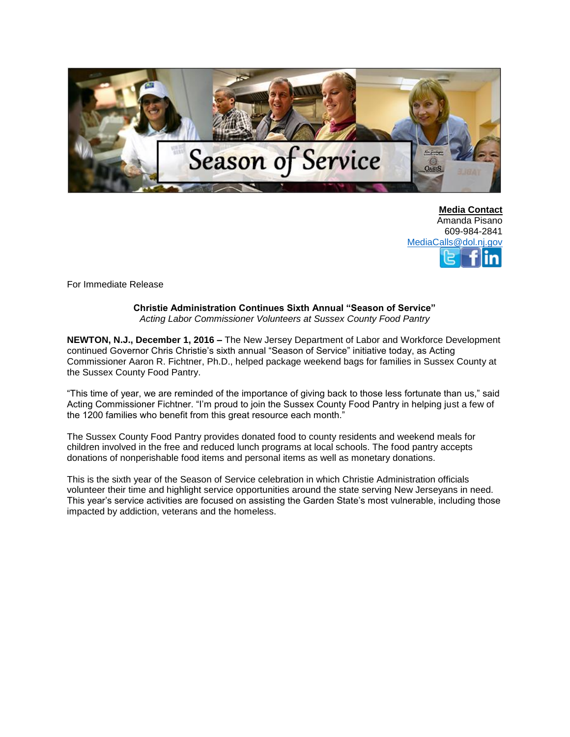**Media Contact**
Amanda Pisano
609-984-2841
MediaCalls@dol.nj.gov

For Immediate Release

**Christie Administration Continues Sixth Annual "Season of Service"**
*Acting Labor Commissioner Volunteers at Sussex County Food Pantry*

**NEWTON, N.J., December 1, 2016 –** The New Jersey Department of Labor and Workforce Development continued Governor Chris Christie's sixth annual "Season of Service" initiative today, as Acting Commissioner Aaron R. Fichtner, Ph.D., helped package weekend bags for families in Sussex County at the Sussex County Food Pantry.

"This time of year, we are reminded of the importance of giving back to those less fortunate than us," said Acting Commissioner Fichtner. "I'm proud to join the Sussex County Food Pantry in helping just a few of the 1200 families who benefit from this great resource each month."

The Sussex County Food Pantry provides donated food to county residents and weekend meals for children involved in the free and reduced lunch programs at local schools. The food pantry accepts donations of nonperishable food items and personal items as well as monetary donations.

This is the sixth year of the Season of Service celebration in which Christie Administration officials volunteer their time and highlight service opportunities around the state serving New Jerseyans in need. This year's service activities are focused on assisting the Garden State's most vulnerable, including those impacted by addiction, veterans and the homeless.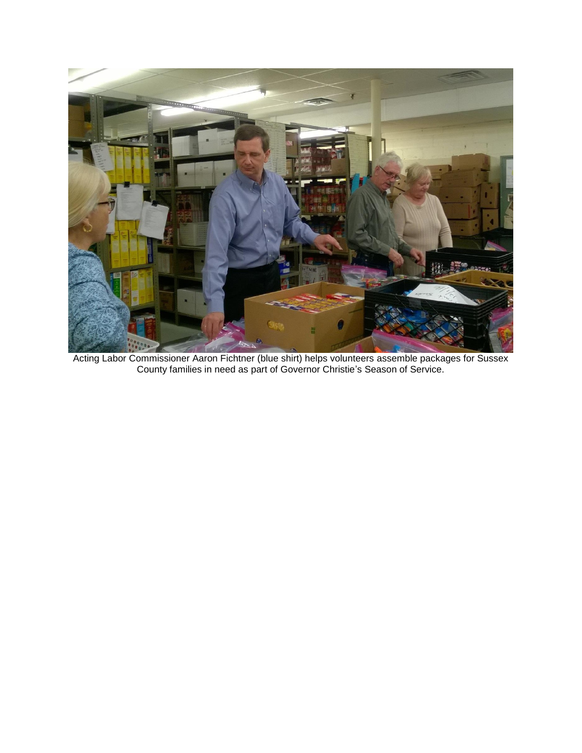Acting Labor Commissioner Aaron Fichtner (blue shirt) helps volunteers assemble packages for Sussex County families in need as part of Governor Christie's Season of Service.